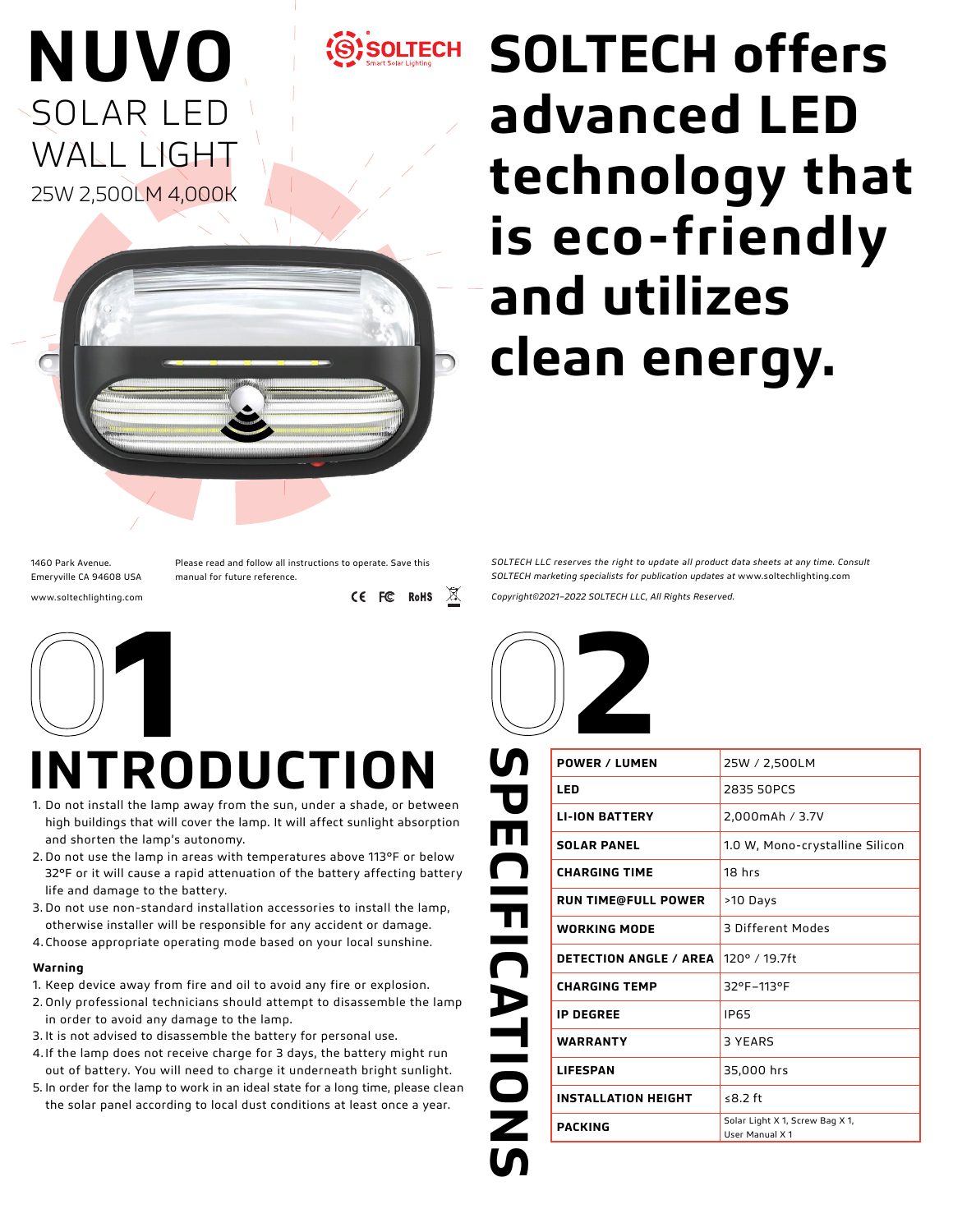# NUVO

## SOLAR LED WALL LIGHT

25W 2,500LM 4,000K

SOLTECH
Smart Solar Lighting

# SOLTECH offers advanced LED technology that is eco-friendly and utilizes clean energy.

1460 Park Avenue.
Emeryville CA 94608 USA

www.soltechlighting.com

Please read and follow all instructions to operate. Save this manual for future reference.

CE FC RoHS

*SOLTECH LLC reserves the right to update all product data sheets at any time. Consult SOLTECH marketing specialists for publication updates at www.soltechlighting.com*

*Copyright©2021–2022 SOLTECH LLC, All Rights Reserved.*

## 01 INTRODUCTION

1. Do not install the lamp away from the sun, under a shade, or between high buildings that will cover the lamp. It will affect sunlight absorption and shorten the lamp's autonomy.
2. Do not use the lamp in areas with temperatures above 113°F or below 32°F or it will cause a rapid attenuation of the battery affecting battery life and damage to the battery.
3. Do not use non-standard installation accessories to install the lamp, otherwise installer will be responsible for any accident or damage.
4. Choose appropriate operating mode based on your local sunshine.

**Warning**

1. Keep device away from fire and oil to avoid any fire or explosion.
2. Only professional technicians should attempt to disassemble the lamp in order to avoid any damage to the lamp.
3. It is not advised to disassemble the battery for personal use.
4. If the lamp does not receive charge for 3 days, the battery might run out of battery. You will need to charge it underneath bright sunlight.
5. In order for the lamp to work in an ideal state for a long time, please clean the solar panel according to local dust conditions at least once a year.

## 02 SPECIFICATIONS

| | |
|---|---|
| **POWER / LUMEN** | 25W / 2,500LM |
| **LED** | 2835 50PCS |
| **LI-ION BATTERY** | 2,000mAh / 3.7V |
| **SOLAR PANEL** | 1.0 W, Mono-crystalline Silicon |
| **CHARGING TIME** | 18 hrs |
| **RUN TIME@FULL POWER** | >10 Days |
| **WORKING MODE** | 3 Different Modes |
| **DETECTION ANGLE / AREA** | 120° / 19.7ft |
| **CHARGING TEMP** | 32°F–113°F |
| **IP DEGREE** | IP65 |
| **WARRANTY** | 3 YEARS |
| **LIFESPAN** | 35,000 hrs |
| **INSTALLATION HEIGHT** | ≤8.2 ft |
| **PACKING** | Solar Light X 1, Screw Bag X 1, User Manual X 1 |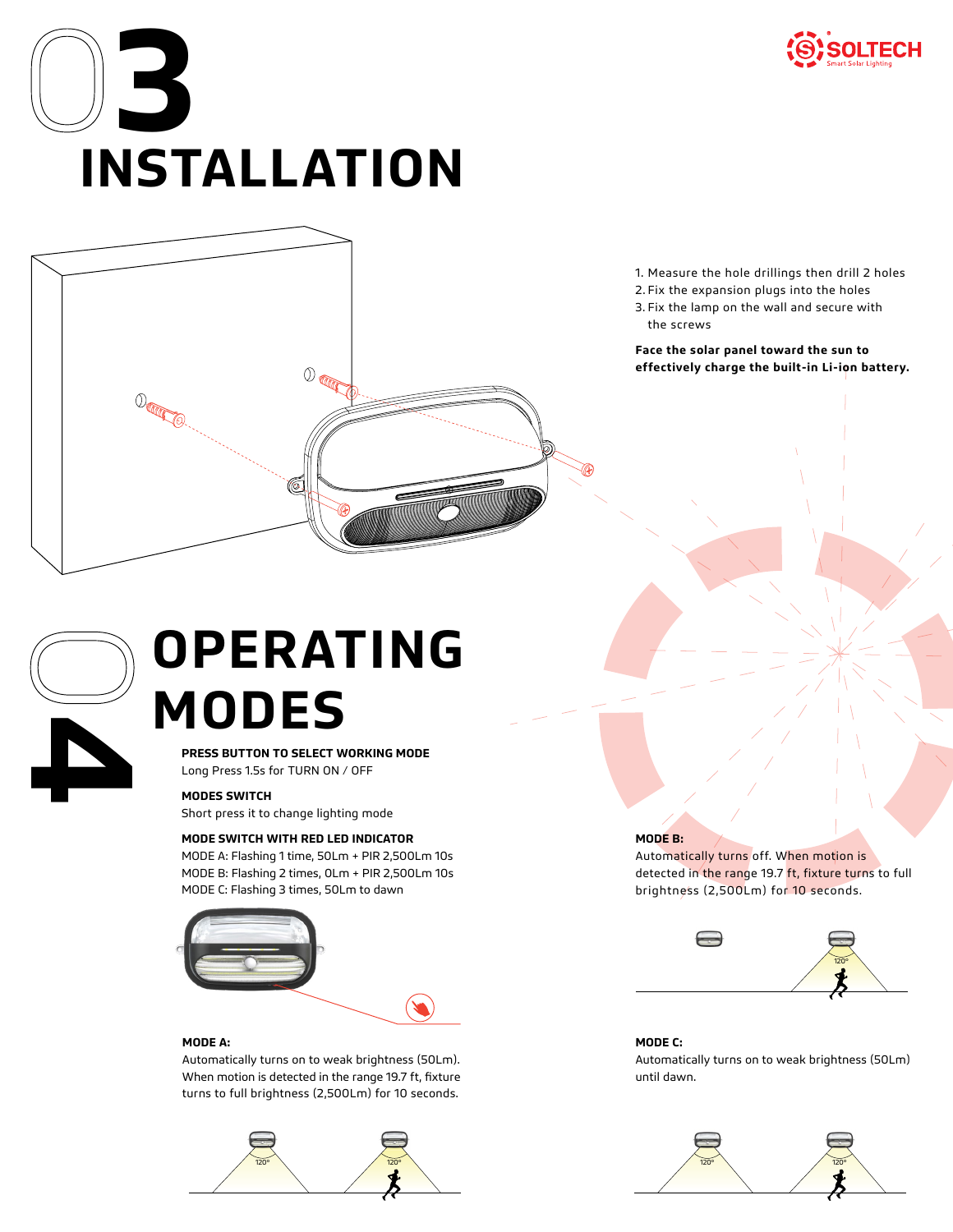# 03 INSTALLATION

1. Measure the hole drillings then drill 2 holes
2. Fix the expansion plugs into the holes
3. Fix the lamp on the wall and secure with the screws

**Face the solar panel toward the sun to effectively charge the built-in Li-ion battery.**

# 04 OPERATING MODES

**PRESS BUTTON TO SELECT WORKING MODE**
Long Press 1.5s for TURN ON / OFF

**MODES SWITCH**
Short press it to change lighting mode

**MODE SWITCH WITH RED LED INDICATOR**
MODE A: Flashing 1 time, 50Lm + PIR 2,500Lm 10s
MODE B: Flashing 2 times, 0Lm + PIR 2,500Lm 10s
MODE C: Flashing 3 times, 50Lm to dawn

**MODE A:**
Automatically turns on to weak brightness (50Lm). When motion is detected in the range 19.7 ft, fixture turns to full brightness (2,500Lm) for 10 seconds.

120°

120°

**MODE B:**
Automatically turns off. When motion is detected in the range 19.7 ft, fixture turns to full brightness (2,500Lm) for 10 seconds.

120°

**MODE C:**
Automatically turns on to weak brightness (50Lm) until dawn.

120°

120°